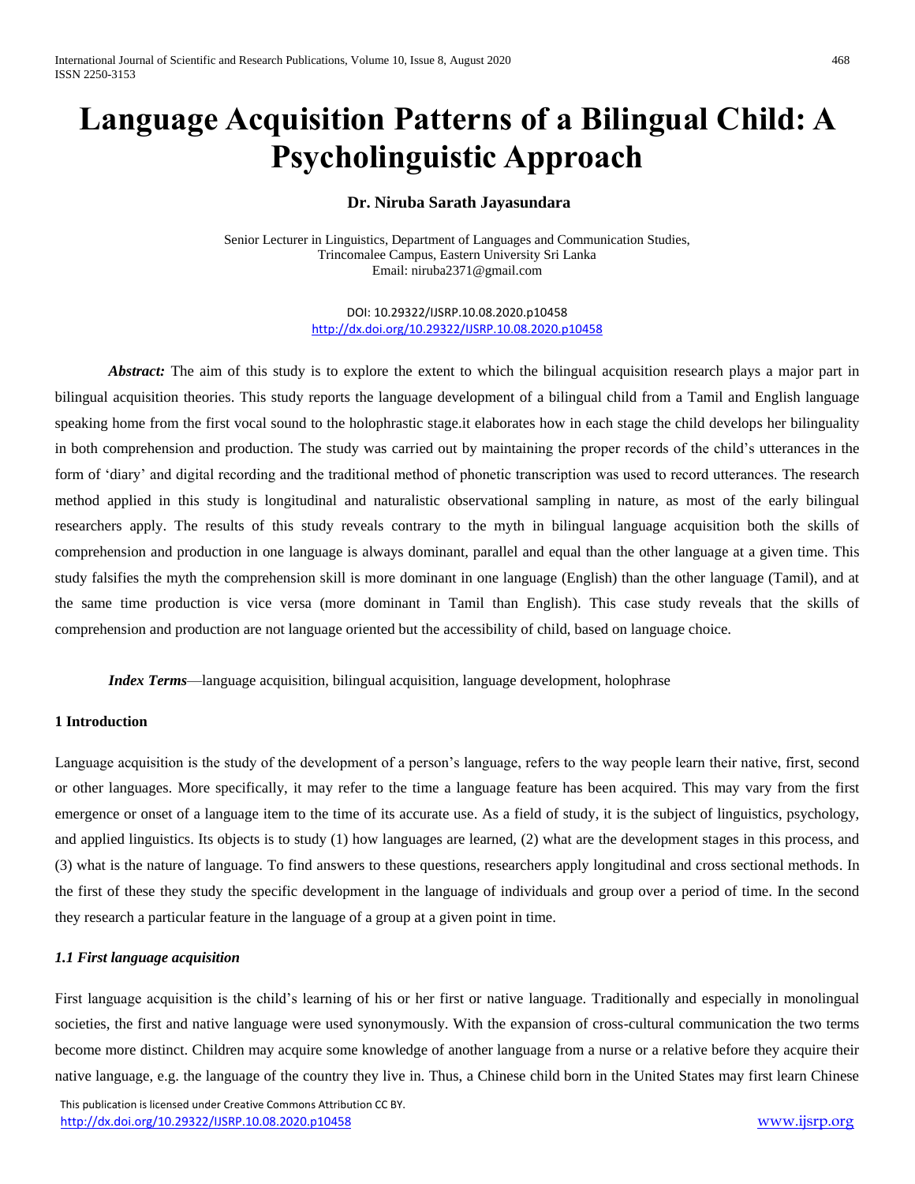# Language Acquisition Patterns of a Bilingual Child: A Psycholinguistic Approach

**Dr. Niruba Sarath Jayasundara**

Senior Lecturer in Linguistics, Department of Languages and Communication Studies,
Trincomalee Campus, Eastern University Sri Lanka
Email: niruba2371@gmail.com

DOI: 10.29322/IJSRP.10.08.2020.p10458
http://dx.doi.org/10.29322/IJSRP.10.08.2020.p10458

***Abstract:*** The aim of this study is to explore the extent to which the bilingual acquisition research plays a major part in bilingual acquisition theories. This study reports the language development of a bilingual child from a Tamil and English language speaking home from the first vocal sound to the holophrastic stage.it elaborates how in each stage the child develops her bilinguality in both comprehension and production. The study was carried out by maintaining the proper records of the child's utterances in the form of 'diary' and digital recording and the traditional method of phonetic transcription was used to record utterances. The research method applied in this study is longitudinal and naturalistic observational sampling in nature, as most of the early bilingual researchers apply. The results of this study reveals contrary to the myth in bilingual language acquisition both the skills of comprehension and production in one language is always dominant, parallel and equal than the other language at a given time. This study falsifies the myth the comprehension skill is more dominant in one language (English) than the other language (Tamil), and at the same time production is vice versa (more dominant in Tamil than English). This case study reveals that the skills of comprehension and production are not language oriented but the accessibility of child, based on language choice.

***Index Terms***—language acquisition, bilingual acquisition, language development, holophrase

## 1 Introduction

Language acquisition is the study of the development of a person's language, refers to the way people learn their native, first, second or other languages. More specifically, it may refer to the time a language feature has been acquired. This may vary from the first emergence or onset of a language item to the time of its accurate use. As a field of study, it is the subject of linguistics, psychology, and applied linguistics. Its objects is to study (1) how languages are learned, (2) what are the development stages in this process, and (3) what is the nature of language. To find answers to these questions, researchers apply longitudinal and cross sectional methods. In the first of these they study the specific development in the language of individuals and group over a period of time. In the second they research a particular feature in the language of a group at a given point in time.

### *1.1 First language acquisition*

First language acquisition is the child's learning of his or her first or native language. Traditionally and especially in monolingual societies, the first and native language were used synonymously. With the expansion of cross-cultural communication the two terms become more distinct. Children may acquire some knowledge of another language from a nurse or a relative before they acquire their native language, e.g. the language of the country they live in. Thus, a Chinese child born in the United States may first learn Chinese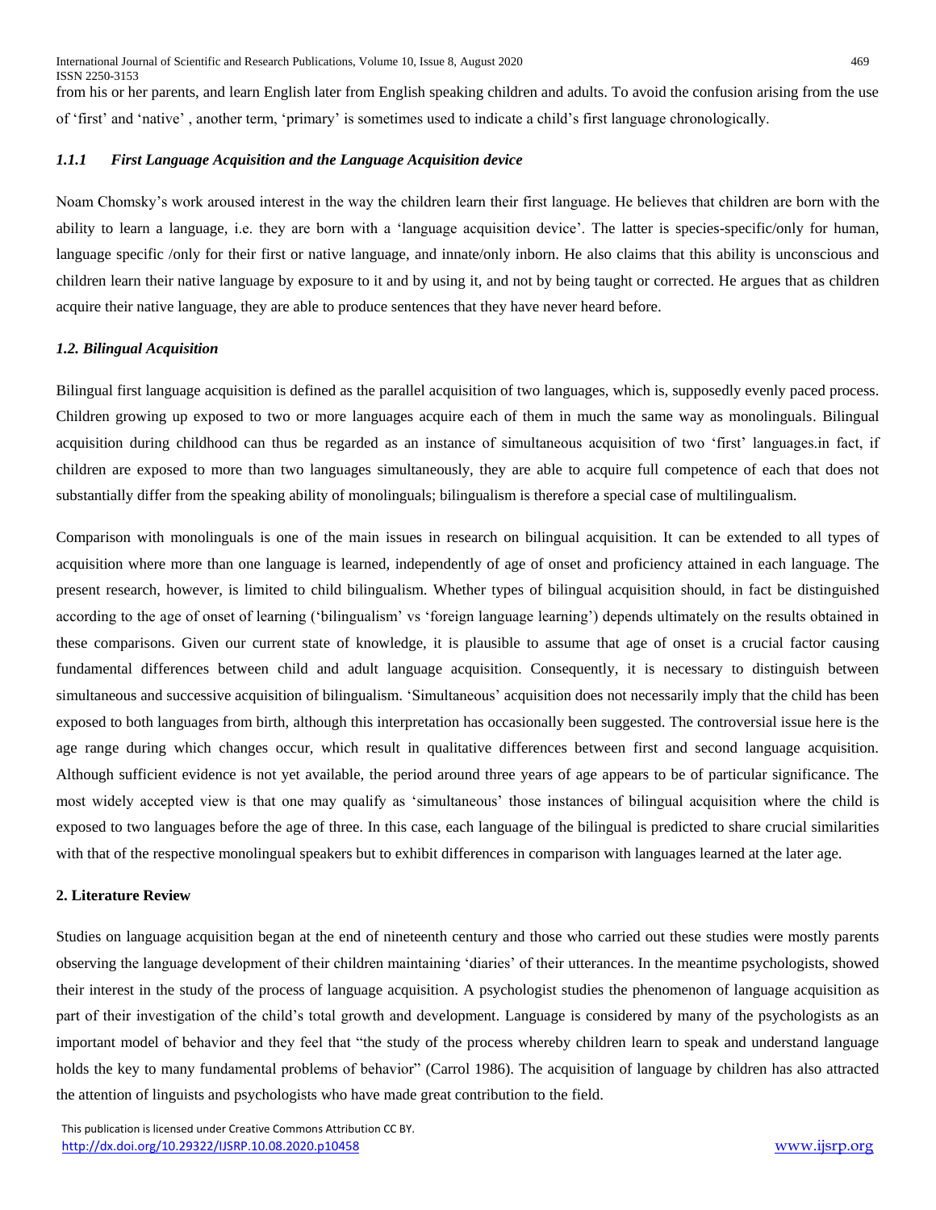from his or her parents, and learn English later from English speaking children and adults. To avoid the confusion arising from the use of 'first' and 'native' , another term, 'primary' is sometimes used to indicate a child's first language chronologically.

#### *1.1.1 First Language Acquisition and the Language Acquisition device*

Noam Chomsky's work aroused interest in the way the children learn their first language. He believes that children are born with the ability to learn a language, i.e. they are born with a 'language acquisition device'. The latter is species-specific/only for human, language specific /only for their first or native language, and innate/only inborn. He also claims that this ability is unconscious and children learn their native language by exposure to it and by using it, and not by being taught or corrected. He argues that as children acquire their native language, they are able to produce sentences that they have never heard before.

### *1.2. Bilingual Acquisition*

Bilingual first language acquisition is defined as the parallel acquisition of two languages, which is, supposedly evenly paced process. Children growing up exposed to two or more languages acquire each of them in much the same way as monolinguals. Bilingual acquisition during childhood can thus be regarded as an instance of simultaneous acquisition of two 'first' languages.in fact, if children are exposed to more than two languages simultaneously, they are able to acquire full competence of each that does not substantially differ from the speaking ability of monolinguals; bilingualism is therefore a special case of multilingualism.

Comparison with monolinguals is one of the main issues in research on bilingual acquisition. It can be extended to all types of acquisition where more than one language is learned, independently of age of onset and proficiency attained in each language. The present research, however, is limited to child bilingualism. Whether types of bilingual acquisition should, in fact be distinguished according to the age of onset of learning ('bilingualism' vs 'foreign language learning') depends ultimately on the results obtained in these comparisons. Given our current state of knowledge, it is plausible to assume that age of onset is a crucial factor causing fundamental differences between child and adult language acquisition. Consequently, it is necessary to distinguish between simultaneous and successive acquisition of bilingualism. 'Simultaneous' acquisition does not necessarily imply that the child has been exposed to both languages from birth, although this interpretation has occasionally been suggested. The controversial issue here is the age range during which changes occur, which result in qualitative differences between first and second language acquisition. Although sufficient evidence is not yet available, the period around three years of age appears to be of particular significance. The most widely accepted view is that one may qualify as 'simultaneous' those instances of bilingual acquisition where the child is exposed to two languages before the age of three. In this case, each language of the bilingual is predicted to share crucial similarities with that of the respective monolingual speakers but to exhibit differences in comparison with languages learned at the later age.

## 2. Literature Review

Studies on language acquisition began at the end of nineteenth century and those who carried out these studies were mostly parents observing the language development of their children maintaining 'diaries' of their utterances. In the meantime psychologists, showed their interest in the study of the process of language acquisition. A psychologist studies the phenomenon of language acquisition as part of their investigation of the child's total growth and development. Language is considered by many of the psychologists as an important model of behavior and they feel that "the study of the process whereby children learn to speak and understand language holds the key to many fundamental problems of behavior" (Carrol 1986). The acquisition of language by children has also attracted the attention of linguists and psychologists who have made great contribution to the field.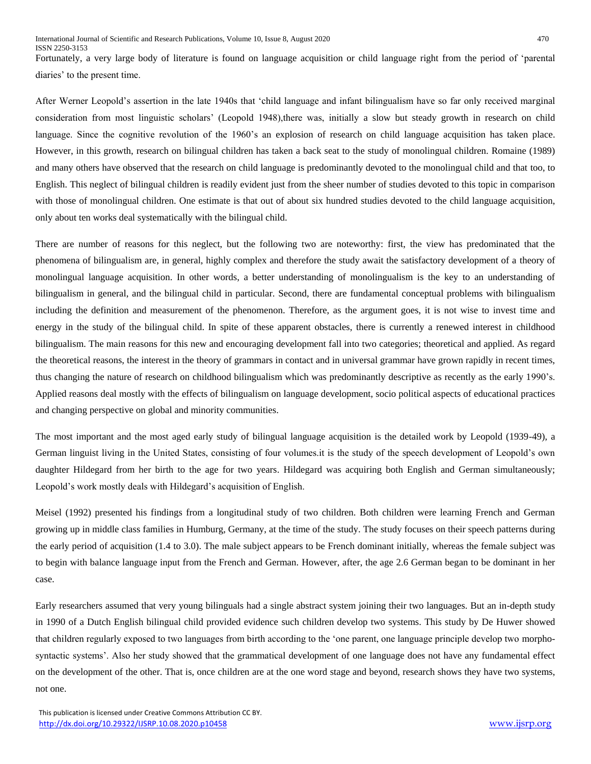Fortunately, a very large body of literature is found on language acquisition or child language right from the period of 'parental diaries' to the present time.

After Werner Leopold's assertion in the late 1940s that 'child language and infant bilingualism have so far only received marginal consideration from most linguistic scholars' (Leopold 1948),there was, initially a slow but steady growth in research on child language. Since the cognitive revolution of the 1960's an explosion of research on child language acquisition has taken place. However, in this growth, research on bilingual children has taken a back seat to the study of monolingual children. Romaine (1989) and many others have observed that the research on child language is predominantly devoted to the monolingual child and that too, to English. This neglect of bilingual children is readily evident just from the sheer number of studies devoted to this topic in comparison with those of monolingual children. One estimate is that out of about six hundred studies devoted to the child language acquisition, only about ten works deal systematically with the bilingual child.

There are number of reasons for this neglect, but the following two are noteworthy: first, the view has predominated that the phenomena of bilingualism are, in general, highly complex and therefore the study await the satisfactory development of a theory of monolingual language acquisition. In other words, a better understanding of monolingualism is the key to an understanding of bilingualism in general, and the bilingual child in particular. Second, there are fundamental conceptual problems with bilingualism including the definition and measurement of the phenomenon. Therefore, as the argument goes, it is not wise to invest time and energy in the study of the bilingual child. In spite of these apparent obstacles, there is currently a renewed interest in childhood bilingualism. The main reasons for this new and encouraging development fall into two categories; theoretical and applied. As regard the theoretical reasons, the interest in the theory of grammars in contact and in universal grammar have grown rapidly in recent times, thus changing the nature of research on childhood bilingualism which was predominantly descriptive as recently as the early 1990's. Applied reasons deal mostly with the effects of bilingualism on language development, socio political aspects of educational practices and changing perspective on global and minority communities.

The most important and the most aged early study of bilingual language acquisition is the detailed work by Leopold (1939-49), a German linguist living in the United States, consisting of four volumes.it is the study of the speech development of Leopold's own daughter Hildegard from her birth to the age for two years. Hildegard was acquiring both English and German simultaneously; Leopold's work mostly deals with Hildegard's acquisition of English.

Meisel (1992) presented his findings from a longitudinal study of two children. Both children were learning French and German growing up in middle class families in Humburg, Germany, at the time of the study. The study focuses on their speech patterns during the early period of acquisition (1.4 to 3.0). The male subject appears to be French dominant initially, whereas the female subject was to begin with balance language input from the French and German. However, after, the age 2.6 German began to be dominant in her case.

Early researchers assumed that very young bilinguals had a single abstract system joining their two languages. But an in-depth study in 1990 of a Dutch English bilingual child provided evidence such children develop two systems. This study by De Huwer showed that children regularly exposed to two languages from birth according to the 'one parent, one language principle develop two morpho-syntactic systems'. Also her study showed that the grammatical development of one language does not have any fundamental effect on the development of the other. That is, once children are at the one word stage and beyond, research shows they have two systems, not one.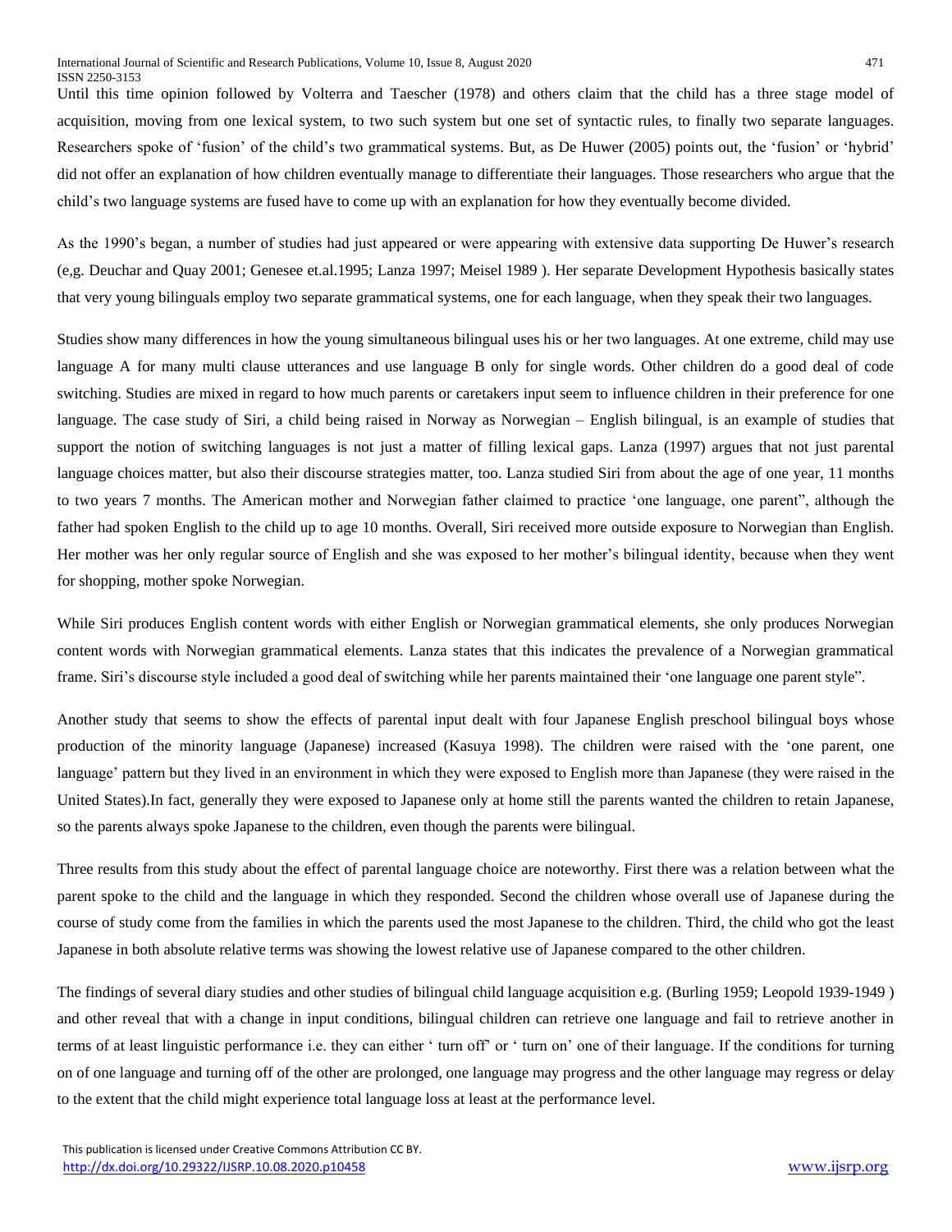Until this time opinion followed by Volterra and Taescher (1978) and others claim that the child has a three stage model of acquisition, moving from one lexical system, to two such system but one set of syntactic rules, to finally two separate languages. Researchers spoke of 'fusion' of the child's two grammatical systems. But, as De Huwer (2005) points out, the 'fusion' or 'hybrid' did not offer an explanation of how children eventually manage to differentiate their languages. Those researchers who argue that the child's two language systems are fused have to come up with an explanation for how they eventually become divided.

As the 1990's began, a number of studies had just appeared or were appearing with extensive data supporting De Huwer's research (e,g. Deuchar and Quay 2001; Genesee et.al.1995; Lanza 1997; Meisel 1989 ). Her separate Development Hypothesis basically states that very young bilinguals employ two separate grammatical systems, one for each language, when they speak their two languages.

Studies show many differences in how the young simultaneous bilingual uses his or her two languages. At one extreme, child may use language A for many multi clause utterances and use language B only for single words. Other children do a good deal of code switching. Studies are mixed in regard to how much parents or caretakers input seem to influence children in their preference for one language. The case study of Siri, a child being raised in Norway as Norwegian – English bilingual, is an example of studies that support the notion of switching languages is not just a matter of filling lexical gaps. Lanza (1997) argues that not just parental language choices matter, but also their discourse strategies matter, too. Lanza studied Siri from about the age of one year, 11 months to two years 7 months. The American mother and Norwegian father claimed to practice 'one language, one parent", although the father had spoken English to the child up to age 10 months. Overall, Siri received more outside exposure to Norwegian than English. Her mother was her only regular source of English and she was exposed to her mother's bilingual identity, because when they went for shopping, mother spoke Norwegian.

While Siri produces English content words with either English or Norwegian grammatical elements, she only produces Norwegian content words with Norwegian grammatical elements. Lanza states that this indicates the prevalence of a Norwegian grammatical frame. Siri's discourse style included a good deal of switching while her parents maintained their 'one language one parent style".

Another study that seems to show the effects of parental input dealt with four Japanese English preschool bilingual boys whose production of the minority language (Japanese) increased (Kasuya 1998). The children were raised with the 'one parent, one language' pattern but they lived in an environment in which they were exposed to English more than Japanese (they were raised in the United States).In fact, generally they were exposed to Japanese only at home still the parents wanted the children to retain Japanese, so the parents always spoke Japanese to the children, even though the parents were bilingual.

Three results from this study about the effect of parental language choice are noteworthy. First there was a relation between what the parent spoke to the child and the language in which they responded. Second the children whose overall use of Japanese during the course of study come from the families in which the parents used the most Japanese to the children. Third, the child who got the least Japanese in both absolute relative terms was showing the lowest relative use of Japanese compared to the other children.

The findings of several diary studies and other studies of bilingual child language acquisition e.g. (Burling 1959; Leopold 1939-1949 ) and other reveal that with a change in input conditions, bilingual children can retrieve one language and fail to retrieve another in terms of at least linguistic performance i.e. they can either ' turn off' or ' turn on' one of their language. If the conditions for turning on of one language and turning off of the other are prolonged, one language may progress and the other language may regress or delay to the extent that the child might experience total language loss at least at the performance level.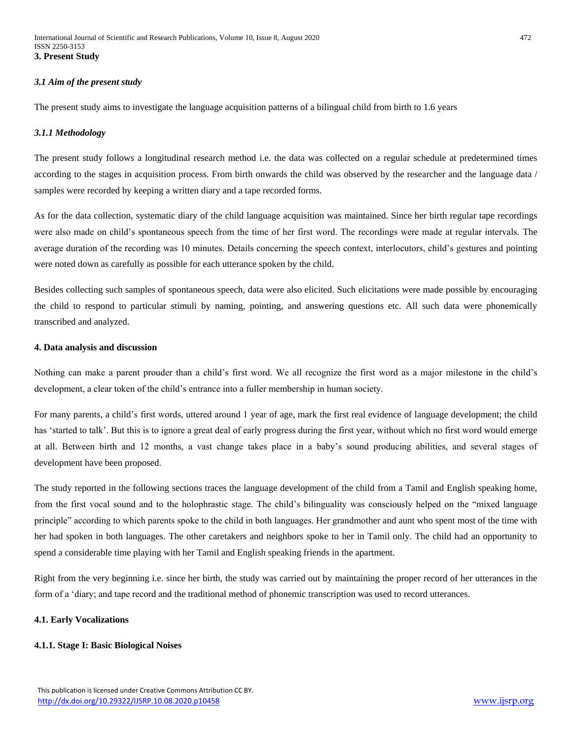## 3. Present Study

### *3.1 Aim of the present study*

The present study aims to investigate the language acquisition patterns of a bilingual child from birth to 1.6 years

#### *3.1.1 Methodology*

The present study follows a longitudinal research method i.e. the data was collected on a regular schedule at predetermined times according to the stages in acquisition process. From birth onwards the child was observed by the researcher and the language data / samples were recorded by keeping a written diary and a tape recorded forms.

As for the data collection, systematic diary of the child language acquisition was maintained. Since her birth regular tape recordings were also made on child's spontaneous speech from the time of her first word. The recordings were made at regular intervals. The average duration of the recording was 10 minutes. Details concerning the speech context, interlocutors, child's gestures and pointing were noted down as carefully as possible for each utterance spoken by the child.

Besides collecting such samples of spontaneous speech, data were also elicited. Such elicitations were made possible by encouraging the child to respond to particular stimuli by naming, pointing, and answering questions etc. All such data were phonemically transcribed and analyzed.

## 4. Data analysis and discussion

Nothing can make a parent prouder than a child's first word. We all recognize the first word as a major milestone in the child's development, a clear token of the child's entrance into a fuller membership in human society.

For many parents, a child's first words, uttered around 1 year of age, mark the first real evidence of language development; the child has 'started to talk'. But this is to ignore a great deal of early progress during the first year, without which no first word would emerge at all. Between birth and 12 months, a vast change takes place in a baby's sound producing abilities, and several stages of development have been proposed.

The study reported in the following sections traces the language development of the child from a Tamil and English speaking home, from the first vocal sound and to the holophrastic stage. The child's bilinguality was consciously helped on the "mixed language principle" according to which parents spoke to the child in both languages. Her grandmother and aunt who spent most of the time with her had spoken in both languages. The other caretakers and neighbors spoke to her in Tamil only. The child had an opportunity to spend a considerable time playing with her Tamil and English speaking friends in the apartment.

Right from the very beginning i.e. since her birth, the study was carried out by maintaining the proper record of her utterances in the form of a 'diary; and tape record and the traditional method of phonemic transcription was used to record utterances.

### 4.1. Early Vocalizations

#### 4.1.1. Stage I: Basic Biological Noises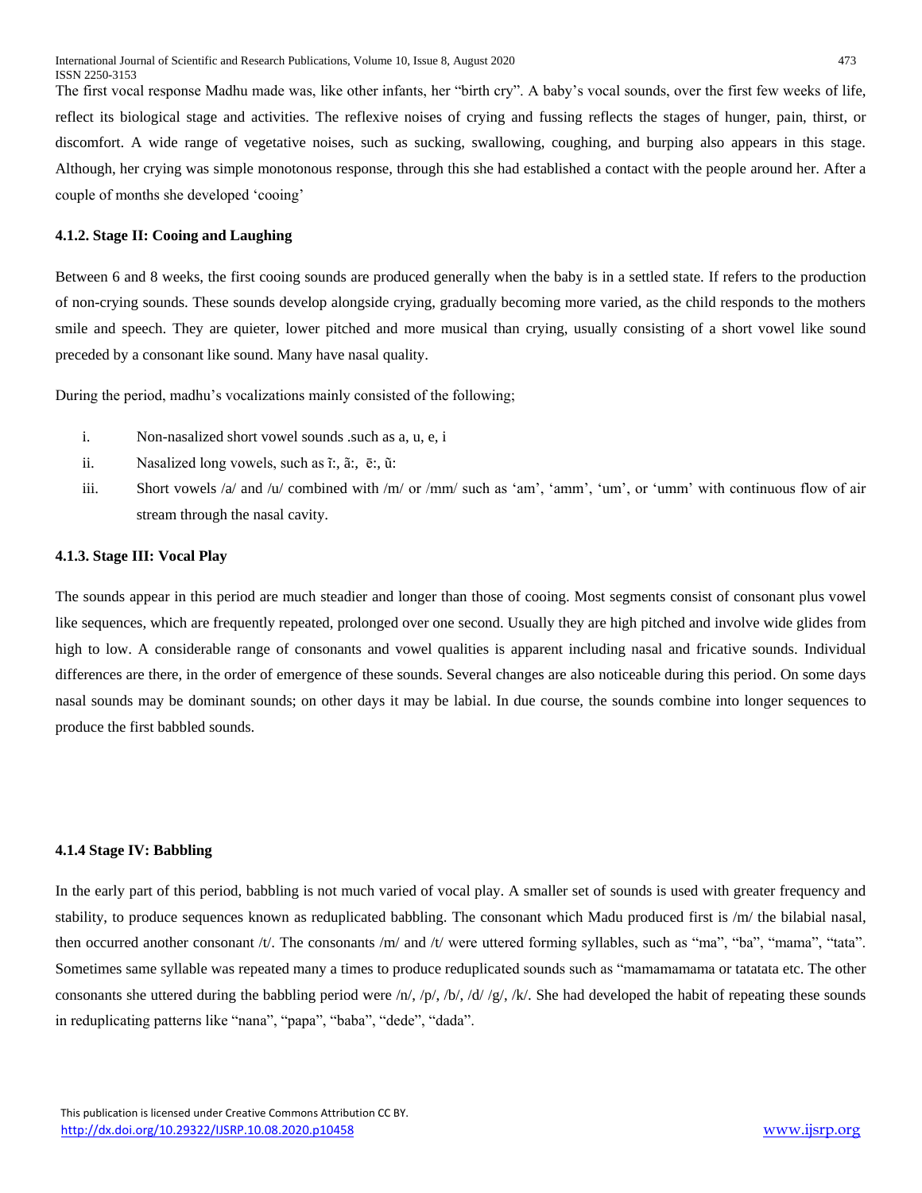The first vocal response Madhu made was, like other infants, her "birth cry". A baby's vocal sounds, over the first few weeks of life, reflect its biological stage and activities. The reflexive noises of crying and fussing reflects the stages of hunger, pain, thirst, or discomfort. A wide range of vegetative noises, such as sucking, swallowing, coughing, and burping also appears in this stage. Although, her crying was simple monotonous response, through this she had established a contact with the people around her. After a couple of months she developed 'cooing'

#### 4.1.2. Stage II: Cooing and Laughing

Between 6 and 8 weeks, the first cooing sounds are produced generally when the baby is in a settled state. If refers to the production of non-crying sounds. These sounds develop alongside crying, gradually becoming more varied, as the child responds to the mothers smile and speech. They are quieter, lower pitched and more musical than crying, usually consisting of a short vowel like sound preceded by a consonant like sound. Many have nasal quality.

During the period, madhu's vocalizations mainly consisted of the following;

i. Non-nasalized short vowel sounds .such as a, u, e, i
ii. Nasalized long vowels, such as ĩ:, ã:, ẽ:, ũ:
iii. Short vowels /a/ and /u/ combined with /m/ or /mm/ such as 'am', 'amm', 'um', or 'umm' with continuous flow of air stream through the nasal cavity.

#### 4.1.3. Stage III: Vocal Play

The sounds appear in this period are much steadier and longer than those of cooing. Most segments consist of consonant plus vowel like sequences, which are frequently repeated, prolonged over one second. Usually they are high pitched and involve wide glides from high to low. A considerable range of consonants and vowel qualities is apparent including nasal and fricative sounds. Individual differences are there, in the order of emergence of these sounds. Several changes are also noticeable during this period. On some days nasal sounds may be dominant sounds; on other days it may be labial. In due course, the sounds combine into longer sequences to produce the first babbled sounds.

#### 4.1.4 Stage IV: Babbling

In the early part of this period, babbling is not much varied of vocal play. A smaller set of sounds is used with greater frequency and stability, to produce sequences known as reduplicated babbling. The consonant which Madu produced first is /m/ the bilabial nasal, then occurred another consonant /t/. The consonants /m/ and /t/ were uttered forming syllables, such as "ma", "ba", "mama", "tata". Sometimes same syllable was repeated many a times to produce reduplicated sounds such as "mamamamama or tatatata etc. The other consonants she uttered during the babbling period were /n/, /p/, /b/, /d/ /g/, /k/. She had developed the habit of repeating these sounds in reduplicating patterns like "nana", "papa", "baba", "dede", "dada".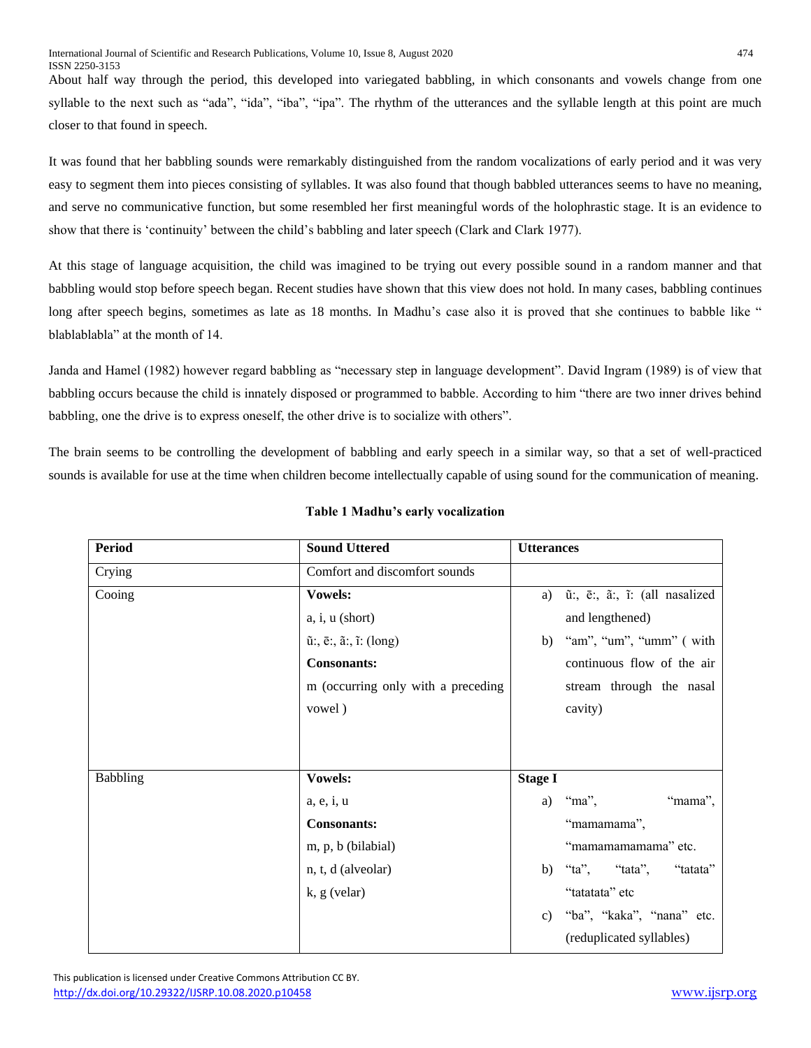About half way through the period, this developed into variegated babbling, in which consonants and vowels change from one syllable to the next such as "ada", "ida", "iba", "ipa". The rhythm of the utterances and the syllable length at this point are much closer to that found in speech.

It was found that her babbling sounds were remarkably distinguished from the random vocalizations of early period and it was very easy to segment them into pieces consisting of syllables. It was also found that though babbled utterances seems to have no meaning, and serve no communicative function, but some resembled her first meaningful words of the holophrastic stage. It is an evidence to show that there is 'continuity' between the child's babbling and later speech (Clark and Clark 1977).

At this stage of language acquisition, the child was imagined to be trying out every possible sound in a random manner and that babbling would stop before speech began. Recent studies have shown that this view does not hold. In many cases, babbling continues long after speech begins, sometimes as late as 18 months. In Madhu's case also it is proved that she continues to babble like " blablablabla" at the month of 14.

Janda and Hamel (1982) however regard babbling as "necessary step in language development". David Ingram (1989) is of view that babbling occurs because the child is innately disposed or programmed to babble. According to him "there are two inner drives behind babbling, one the drive is to express oneself, the other drive is to socialize with others".

The brain seems to be controlling the development of babbling and early speech in a similar way, so that a set of well-practiced sounds is available for use at the time when children become intellectually capable of using sound for the communication of meaning.

**Table 1 Madhu's early vocalization**

| Period | Sound Uttered | Utterances |
|---|---|---|
| Crying | Comfort and discomfort sounds | |
| Cooing | **Vowels:**<br>a, i, u (short)<br>ũ:, ẽ:, ã:, ĩ: (long)<br>**Consonants:**<br>m (occurring only with a preceding vowel ) | a) ũ:, ẽ:, ã:, ĩ: (all nasalized and lengthened)<br>b) "am", "um", "umm" ( with continuous flow of the air stream through the nasal cavity) |
| Babbling | **Vowels:**<br>a, e, i, u<br>**Consonants:**<br>m, p, b (bilabial)<br>n, t, d (alveolar)<br>k, g (velar) | **Stage I**<br>a) "ma", "mama", "mamamama", "mamamamamama" etc.<br>b) "ta", "tata", "tatata" "tatatata" etc<br>c) "ba", "kaka", "nana" etc. (reduplicated syllables) |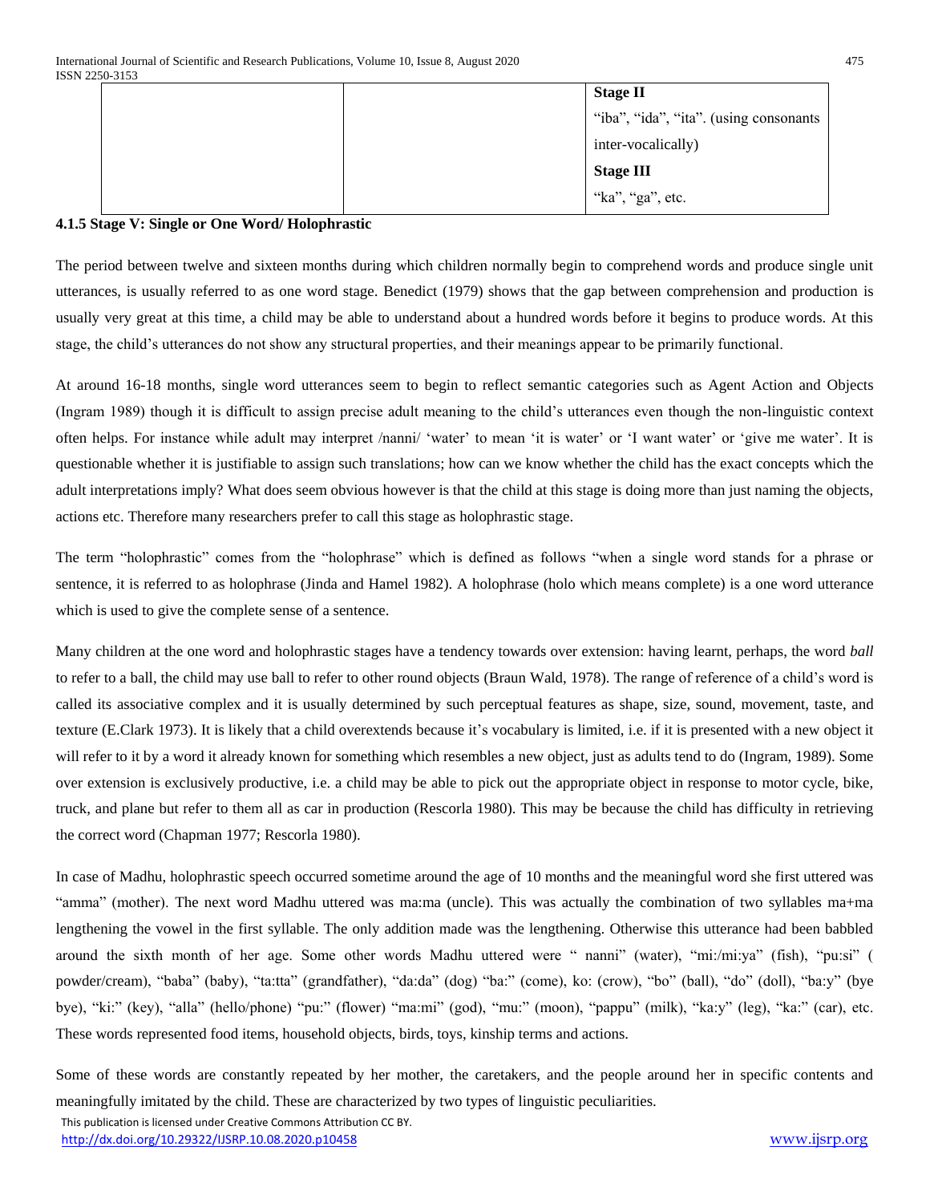|  |  | **Stage II** |
|---|---|---|
|  |  | "iba", "ida", "ita". (using consonants inter-vocalically) |
|  |  | **Stage III** |
|  |  | "ka", "ga", etc. |

#### 4.1.5 Stage V: Single or One Word/ Holophrastic

The period between twelve and sixteen months during which children normally begin to comprehend words and produce single unit utterances, is usually referred to as one word stage. Benedict (1979) shows that the gap between comprehension and production is usually very great at this time, a child may be able to understand about a hundred words before it begins to produce words. At this stage, the child's utterances do not show any structural properties, and their meanings appear to be primarily functional.

At around 16-18 months, single word utterances seem to begin to reflect semantic categories such as Agent Action and Objects (Ingram 1989) though it is difficult to assign precise adult meaning to the child's utterances even though the non-linguistic context often helps. For instance while adult may interpret /nanni/ 'water' to mean 'it is water' or 'I want water' or 'give me water'. It is questionable whether it is justifiable to assign such translations; how can we know whether the child has the exact concepts which the adult interpretations imply? What does seem obvious however is that the child at this stage is doing more than just naming the objects, actions etc. Therefore many researchers prefer to call this stage as holophrastic stage.

The term "holophrastic" comes from the "holophrase" which is defined as follows "when a single word stands for a phrase or sentence, it is referred to as holophrase (Jinda and Hamel 1982). A holophrase (holo which means complete) is a one word utterance which is used to give the complete sense of a sentence.

Many children at the one word and holophrastic stages have a tendency towards over extension: having learnt, perhaps, the word *ball* to refer to a ball, the child may use ball to refer to other round objects (Braun Wald, 1978). The range of reference of a child's word is called its associative complex and it is usually determined by such perceptual features as shape, size, sound, movement, taste, and texture (E.Clark 1973). It is likely that a child overextends because it's vocabulary is limited, i.e. if it is presented with a new object it will refer to it by a word it already known for something which resembles a new object, just as adults tend to do (Ingram, 1989). Some over extension is exclusively productive, i.e. a child may be able to pick out the appropriate object in response to motor cycle, bike, truck, and plane but refer to them all as car in production (Rescorla 1980). This may be because the child has difficulty in retrieving the correct word (Chapman 1977; Rescorla 1980).

In case of Madhu, holophrastic speech occurred sometime around the age of 10 months and the meaningful word she first uttered was "amma" (mother). The next word Madhu uttered was ma:ma (uncle). This was actually the combination of two syllables ma+ma lengthening the vowel in the first syllable. The only addition made was the lengthening. Otherwise this utterance had been babbled around the sixth month of her age. Some other words Madhu uttered were " nanni" (water), "mi:/mi:ya" (fish), "pu:si" ( powder/cream), "baba" (baby), "ta:tta" (grandfather), "da:da" (dog) "ba:" (come), ko: (crow), "bo" (ball), "do" (doll), "ba:y" (bye bye), "ki:" (key), "alla" (hello/phone) "pu:" (flower) "ma:mi" (god), "mu:" (moon), "pappu" (milk), "ka:y" (leg), "ka:" (car), etc. These words represented food items, household objects, birds, toys, kinship terms and actions.

Some of these words are constantly repeated by her mother, the caretakers, and the people around her in specific contents and meaningfully imitated by the child. These are characterized by two types of linguistic peculiarities.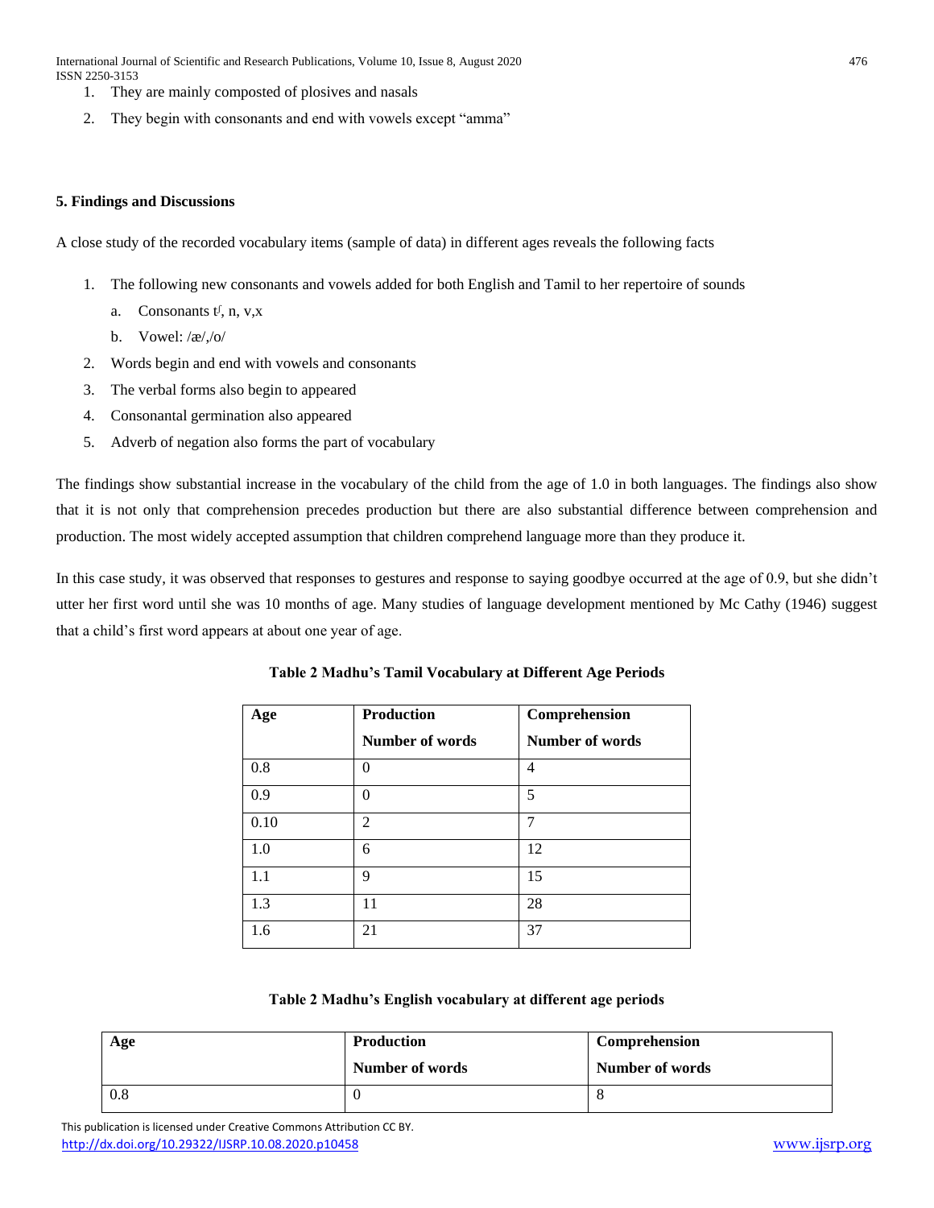1. They are mainly composted of plosives and nasals
2. They begin with consonants and end with vowels except "amma"

### 5. Findings and Discussions

A close study of the recorded vocabulary items (sample of data) in different ages reveals the following facts

1. The following new consonants and vowels added for both English and Tamil to her repertoire of sounds
   a. Consonants $t^{ʃ}$, n, v,x
   b. Vowel: /æ/,/o/
2. Words begin and end with vowels and consonants
3. The verbal forms also begin to appeared
4. Consonantal germination also appeared
5. Adverb of negation also forms the part of vocabulary

The findings show substantial increase in the vocabulary of the child from the age of 1.0 in both languages. The findings also show that it is not only that comprehension precedes production but there are also substantial difference between comprehension and production. The most widely accepted assumption that children comprehend language more than they produce it.

In this case study, it was observed that responses to gestures and response to saying goodbye occurred at the age of 0.9, but she didn't utter her first word until she was 10 months of age. Many studies of language development mentioned by Mc Cathy (1946) suggest that a child's first word appears at about one year of age.

**Table 2 Madhu's Tamil Vocabulary at Different Age Periods**

| Age | Production Number of words | Comprehension Number of words |
|---|---|---|
| 0.8 | 0 | 4 |
| 0.9 | 0 | 5 |
| 0.10 | 2 | 7 |
| 1.0 | 6 | 12 |
| 1.1 | 9 | 15 |
| 1.3 | 11 | 28 |
| 1.6 | 21 | 37 |

**Table 2 Madhu's English vocabulary at different age periods**

| Age | Production Number of words | Comprehension Number of words |
|---|---|---|
| 0.8 | 0 | 8 |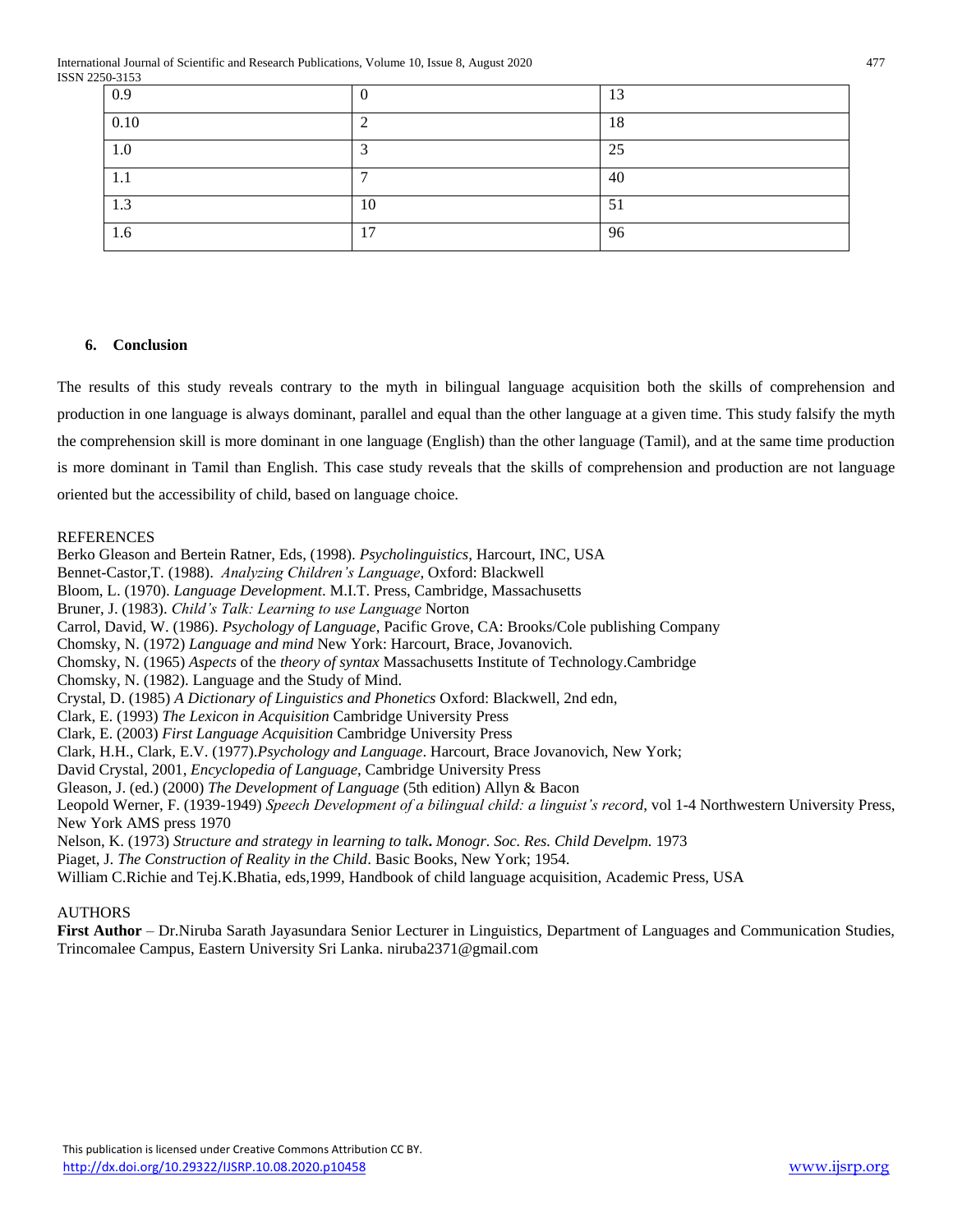| | | |
|---|---|---|
| 0.9 | 0 | 13 |
| 0.10 | 2 | 18 |
| 1.0 | 3 | 25 |
| 1.1 | 7 | 40 |
| 1.3 | 10 | 51 |
| 1.6 | 17 | 96 |

### 6. Conclusion

The results of this study reveals contrary to the myth in bilingual language acquisition both the skills of comprehension and production in one language is always dominant, parallel and equal than the other language at a given time. This study falsify the myth the comprehension skill is more dominant in one language (English) than the other language (Tamil), and at the same time production is more dominant in Tamil than English. This case study reveals that the skills of comprehension and production are not language oriented but the accessibility of child, based on language choice.

REFERENCES

Berko Gleason and Bertein Ratner, Eds, (1998). *Psycholinguistics,* Harcourt, INC, USA

Bennet-Castor,T. (1988). *Analyzing Children's Language*, Oxford: Blackwell

Bloom, L. (1970). *Language Development*. M.I.T. Press, Cambridge, Massachusetts

Bruner, J. (1983). *Child's Talk: Learning to use Language* Norton

Carrol, David, W. (1986). *Psychology of Language,* Pacific Grove, CA: Brooks/Cole publishing Company

Chomsky, N. (1972) *Language and mind* New York: Harcourt, Brace, Jovanovich.

Chomsky, N. (1965) *Aspects* of the *theory of syntax* Massachusetts Institute of Technology.Cambridge

Chomsky, N. (1982). Language and the Study of Mind.

Crystal, D. (1985) *A Dictionary of Linguistics and Phonetics* Oxford: Blackwell, 2nd edn,

Clark, E. (1993) *The Lexicon in Acquisition* Cambridge University Press

Clark, E. (2003) *First Language Acquisition* Cambridge University Press

Clark, H.H., Clark, E.V. (1977).*Psychology and Language*. Harcourt, Brace Jovanovich, New York;

David Crystal, 2001, *Encyclopedia of Language*, Cambridge University Press

Gleason, J. (ed.) (2000) *The Development of Language* (5th edition) Allyn & Bacon

Leopold Werner, F. (1939-1949) *Speech Development of a bilingual child: a linguist's record*, vol 1-4 Northwestern University Press, New York AMS press 1970

Nelson, K. (1973) *Structure and strategy in learning to talk***.** *Monogr. Soc. Res. Child Develpm.* 1973

Piaget, J. *The Construction of Reality in the Child*. Basic Books, New York; 1954.

William C.Richie and Tej.K.Bhatia, eds,1999, Handbook of child language acquisition, Academic Press, USA

AUTHORS

**First Author** – Dr.Niruba Sarath Jayasundara Senior Lecturer in Linguistics, Department of Languages and Communication Studies, Trincomalee Campus, Eastern University Sri Lanka. niruba2371@gmail.com